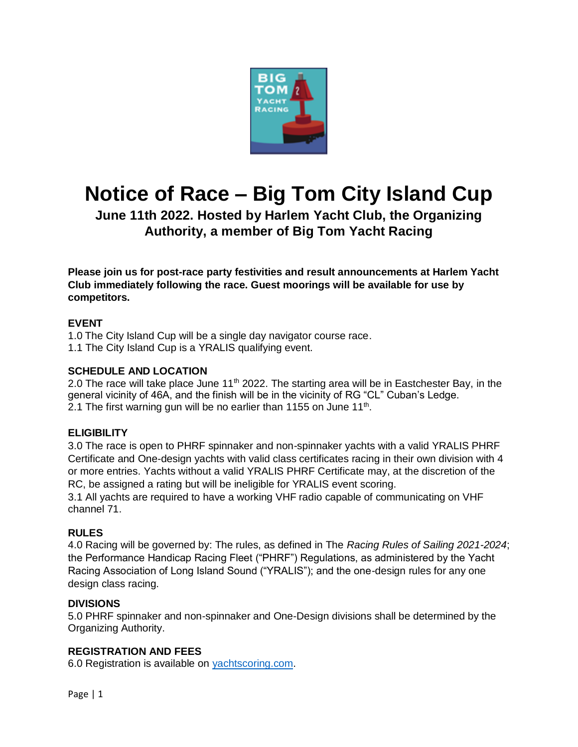# Notice of Race – Big Tom City Island Cup

**June 11th 2022. Hosted by Harlem Yacht Club, the Organizing Authority, a member of Big Tom Yacht Racing**

**Please join us for post-race party festivities and result announcements at Harlem Yacht Club immediately following the race. Guest moorings will be available for use by competitors.**

### EVENT

1.0 The City Island Cup will be a single day navigator course race.
1.1 The City Island Cup is a YRALIS qualifying event.

### SCHEDULE AND LOCATION

2.0 The race will take place June 11th 2022. The starting area will be in Eastchester Bay, in the general vicinity of 46A, and the finish will be in the vicinity of RG "CL" Cuban's Ledge.
2.1 The first warning gun will be no earlier than 1155 on June 11th.

### ELIGIBILITY

3.0 The race is open to PHRF spinnaker and non-spinnaker yachts with a valid YRALIS PHRF Certificate and One-design yachts with valid class certificates racing in their own division with 4 or more entries. Yachts without a valid YRALIS PHRF Certificate may, at the discretion of the RC, be assigned a rating but will be ineligible for YRALIS event scoring.
3.1 All yachts are required to have a working VHF radio capable of communicating on VHF channel 71.

### RULES

4.0 Racing will be governed by: The rules, as defined in The *Racing Rules of Sailing 2021-2024*; the Performance Handicap Racing Fleet ("PHRF") Regulations, as administered by the Yacht Racing Association of Long Island Sound ("YRALIS"); and the one-design rules for any one design class racing.

### DIVISIONS

5.0 PHRF spinnaker and non-spinnaker and One-Design divisions shall be determined by the Organizing Authority.

### REGISTRATION AND FEES

6.0 Registration is available on [yachtscoring.com](yachtscoring.com).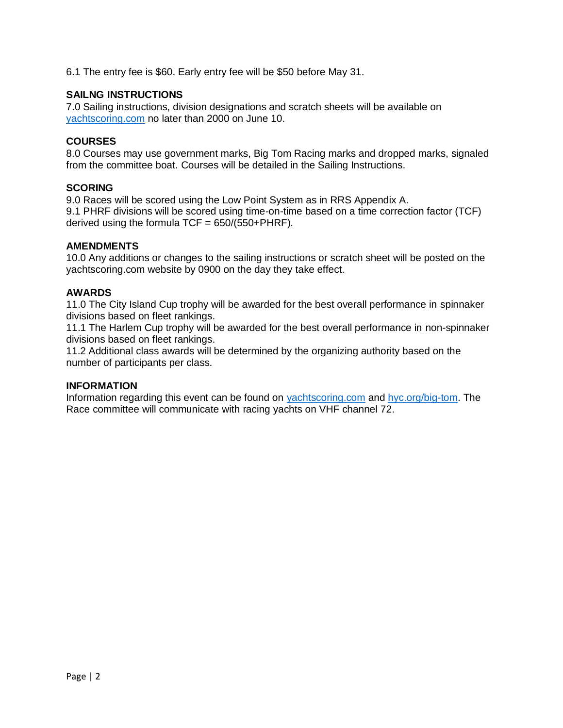6.1 The entry fee is $60. Early entry fee will be $50 before May 31.

**SAILNG INSTRUCTIONS**

7.0 Sailing instructions, division designations and scratch sheets will be available on [yachtscoring.com](yachtscoring.com) no later than 2000 on June 10.

**COURSES**

8.0 Courses may use government marks, Big Tom Racing marks and dropped marks, signaled from the committee boat. Courses will be detailed in the Sailing Instructions.

**SCORING**

9.0 Races will be scored using the Low Point System as in RRS Appendix A.
9.1 PHRF divisions will be scored using time-on-time based on a time correction factor (TCF) derived using the formula TCF = 650/(550+PHRF).

**AMENDMENTS**

10.0 Any additions or changes to the sailing instructions or scratch sheet will be posted on the yachtscoring.com website by 0900 on the day they take effect.

**AWARDS**

11.0 The City Island Cup trophy will be awarded for the best overall performance in spinnaker divisions based on fleet rankings.
11.1 The Harlem Cup trophy will be awarded for the best overall performance in non-spinnaker divisions based on fleet rankings.
11.2 Additional class awards will be determined by the organizing authority based on the number of participants per class.

**INFORMATION**

Information regarding this event can be found on [yachtscoring.com](yachtscoring.com) and [hyc.org/big-tom](hyc.org/big-tom). The Race committee will communicate with racing yachts on VHF channel 72.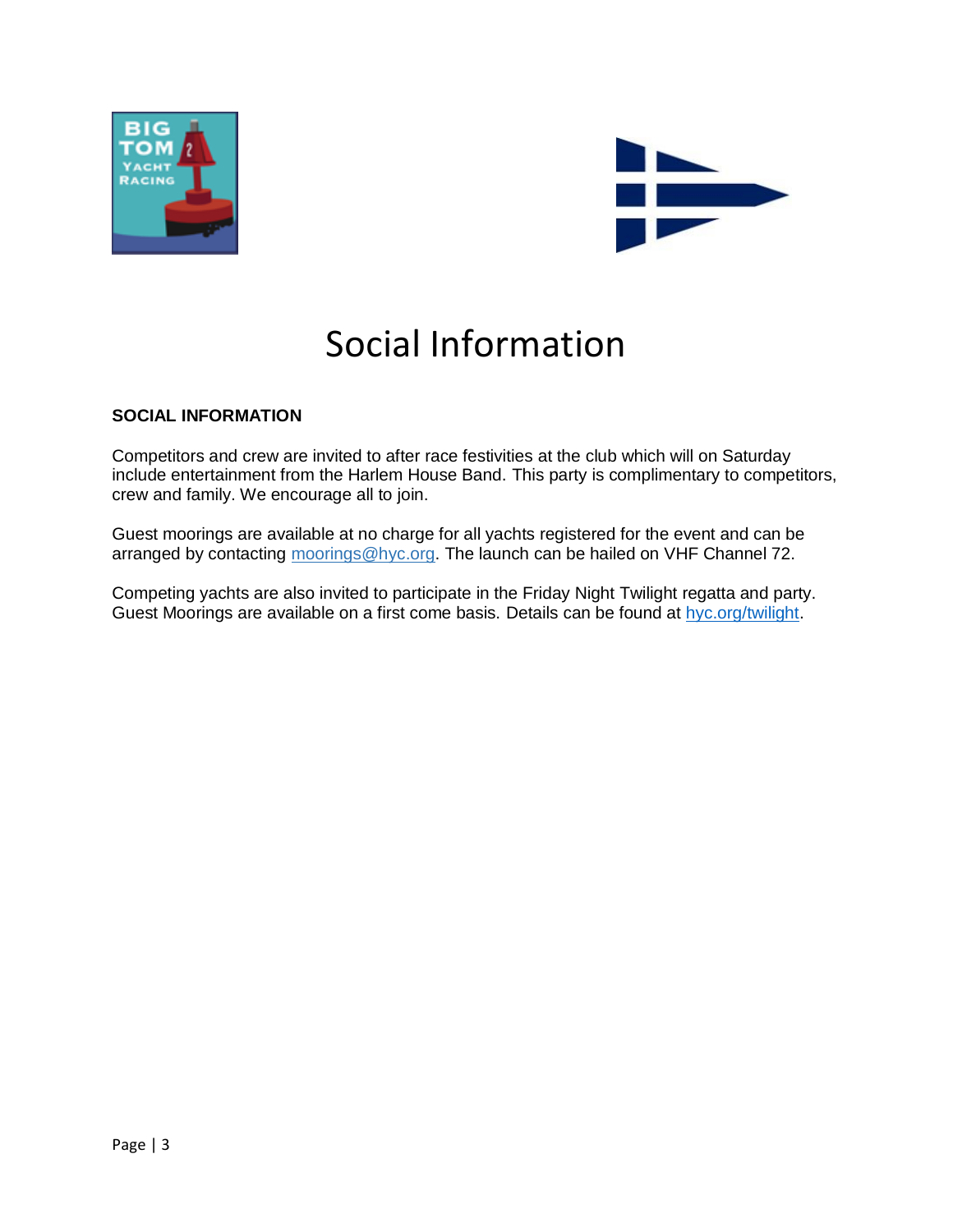# Social Information

**SOCIAL INFORMATION**

Competitors and crew are invited to after race festivities at the club which will on Saturday include entertainment from the Harlem House Band. This party is complimentary to competitors, crew and family. We encourage all to join.

Guest moorings are available at no charge for all yachts registered for the event and can be arranged by contacting moorings@hyc.org. The launch can be hailed on VHF Channel 72.

Competing yachts are also invited to participate in the Friday Night Twilight regatta and party. Guest Moorings are available on a first come basis. Details can be found at hyc.org/twilight.